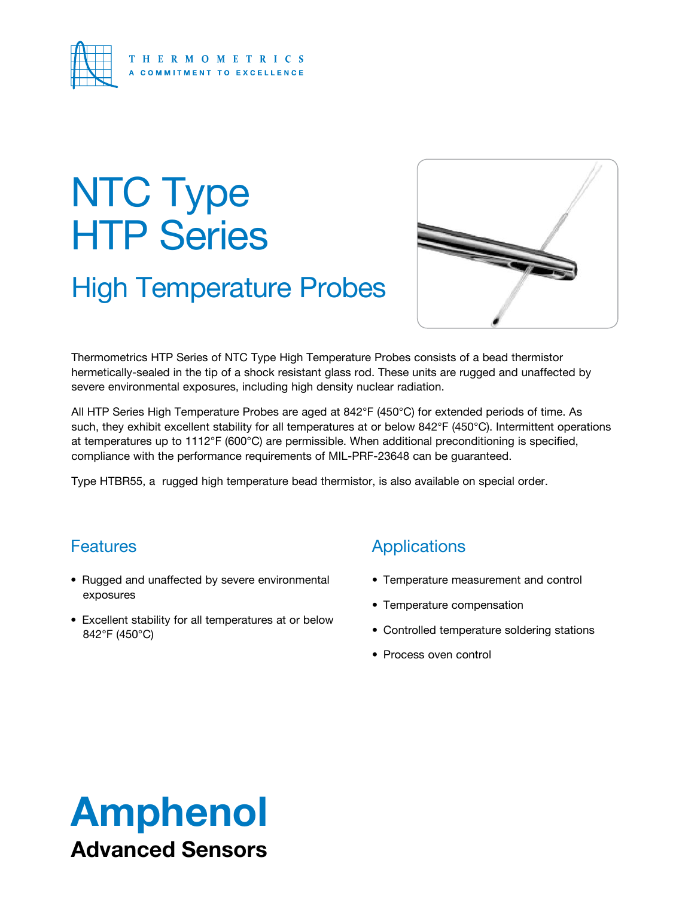THERMOMETRICS
A COMMITMENT TO EXCELLENCE

# NTC Type HTP Series

## High Temperature Probes

Thermometrics HTP Series of NTC Type High Temperature Probes consists of a bead thermistor hermetically-sealed in the tip of a shock resistant glass rod. These units are rugged and unaffected by severe environmental exposures, including high density nuclear radiation.

All HTP Series High Temperature Probes are aged at 842°F (450°C) for extended periods of time. As such, they exhibit excellent stability for all temperatures at or below 842°F (450°C). Intermittent operations at temperatures up to 1112°F (600°C) are permissible. When additional preconditioning is specified, compliance with the performance requirements of MIL-PRF-23648 can be guaranteed.

Type HTBR55, a rugged high temperature bead thermistor, is also available on special order.

### Features

- Rugged and unaffected by severe environmental exposures
- Excellent stability for all temperatures at or below 842°F (450°C)

### Applications

- Temperature measurement and control
- Temperature compensation
- Controlled temperature soldering stations
- Process oven control

**Amphenol**
**Advanced Sensors**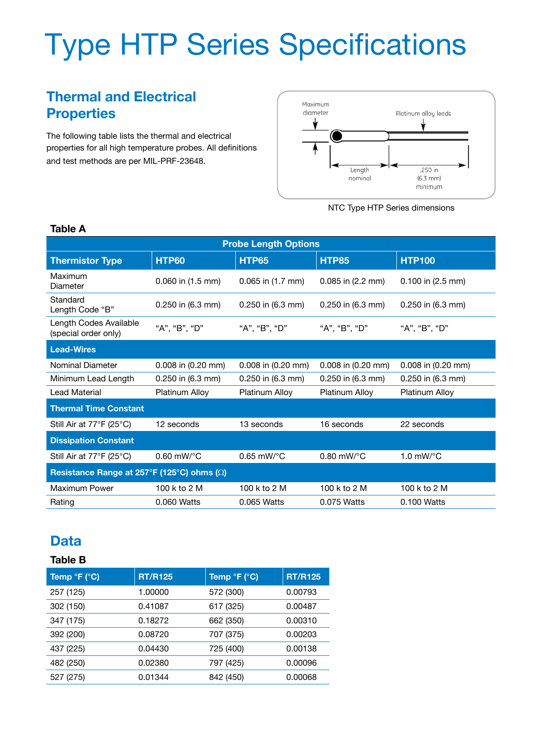# Type HTP Series Specifications

## Thermal and Electrical Properties

The following table lists the thermal and electrical properties for all high temperature probes. All definitions and test methods are per MIL-PRF-23648.

Maximum diameter

Platinum alloy leads

Length nominal

.250 in (6.3 mm) minimum

NTC Type HTP Series dimensions

**Table A**

| Probe Length Options | | | | |
|---|---|---|---|---|
| **Thermistor Type** | **HTP60** | **HTP65** | **HTP85** | **HTP100** |
| Maximum Diameter | 0.060 in (1.5 mm) | 0.065 in (1.7 mm) | 0.085 in (2.2 mm) | 0.100 in (2.5 mm) |
| Standard Length Code "B" | 0.250 in (6.3 mm) | 0.250 in (6.3 mm) | 0.250 in (6.3 mm) | 0.250 in (6.3 mm) |
| Length Codes Available (special order only) | "A", "B", "D" | "A", "B", "D" | "A", "B", "D" | "A", "B", "D" |
| **Lead-Wires** | | | | |
| Nominal Diameter | 0.008 in (0.20 mm) | 0.008 in (0.20 mm) | 0.008 in (0.20 mm) | 0.008 in (0.20 mm) |
| Minimum Lead Length | 0.250 in (6.3 mm) | 0.250 in (6.3 mm) | 0.250 in (6.3 mm) | 0.250 in (6.3 mm) |
| Lead Material | Platinum Alloy | Platinum Alloy | Platinum Alloy | Platinum Alloy |
| **Thermal Time Constant** | | | | |
| Still Air at 77°F (25°C) | 12 seconds | 13 seconds | 16 seconds | 22 seconds |
| **Dissipation Constant** | | | | |
| Still Air at 77°F (25°C) | 0.60 mW/°C | 0.65 mW/°C | 0.80 mW/°C | 1.0 mW/°C |
| **Resistance Range at 257°F (125°C) ohms (Ω)** | | | | |
| Maximum Power | 100 k to 2 M | 100 k to 2 M | 100 k to 2 M | 100 k to 2 M |
| Rating | 0.060 Watts | 0.065 Watts | 0.075 Watts | 0.100 Watts |

## Data

**Table B**

| Temp °F (°C) | RT/R125 | Temp °F (°C) | RT/R125 |
|---|---|---|---|
| 257 (125) | 1.00000 | 572 (300) | 0.00793 |
| 302 (150) | 0.41087 | 617 (325) | 0.00487 |
| 347 (175) | 0.18272 | 662 (350) | 0.00310 |
| 392 (200) | 0.08720 | 707 (375) | 0.00203 |
| 437 (225) | 0.04430 | 725 (400) | 0.00138 |
| 482 (250) | 0.02380 | 797 (425) | 0.00096 |
| 527 (275) | 0.01344 | 842 (450) | 0.00068 |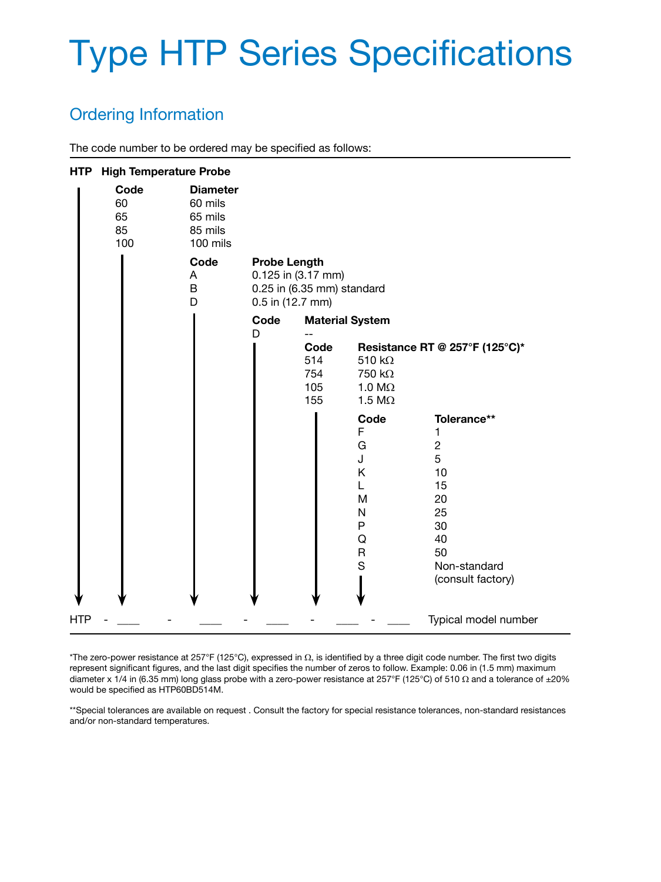# Type HTP Series Specifications

## Ordering Information

The code number to be ordered may be specified as follows:

**HTP High Temperature Probe**

| Code | Diameter |
|---|---|
| 60 | 60 mils |
| 65 | 65 mils |
| 85 | 85 mils |
| 100 | 100 mils |

| Code | Probe Length |
|---|---|
| A | 0.125 in (3.17 mm) |
| B | 0.25 in (6.35 mm) standard |
| D | 0.5 in (12.7 mm) |

| Code | Material System |
|---|---|
| D | -- |

| Code | Resistance RT @ 257°F (125°C)* |
|---|---|
| 514 | 510 kΩ |
| 754 | 750 kΩ |
| 105 | 1.0 MΩ |
| 155 | 1.5 MΩ |

| Code | Tolerance** |
|---|---|
| F | 1 |
| G | 2 |
| J | 5 |
| K | 10 |
| L | 15 |
| M | 20 |
| N | 25 |
| P | 30 |
| Q | 40 |
| R | 50 |
| S | Non-standard (consult factory) |

HTP - ____ - ____ - ____ - ____ - ____ Typical model number

*The zero-power resistance at 257°F (125°C), expressed in Ω, is identified by a three digit code number. The first two digits represent significant figures, and the last digit specifies the number of zeros to follow. Example: 0.06 in (1.5 mm) maximum diameter x 1/4 in (6.35 mm) long glass probe with a zero-power resistance at 257°F (125°C) of 510 Ω and a tolerance of ±20% would be specified as HTP60BD514M.

**Special tolerances are available on request . Consult the factory for special resistance tolerances, non-standard resistances and/or non-standard temperatures.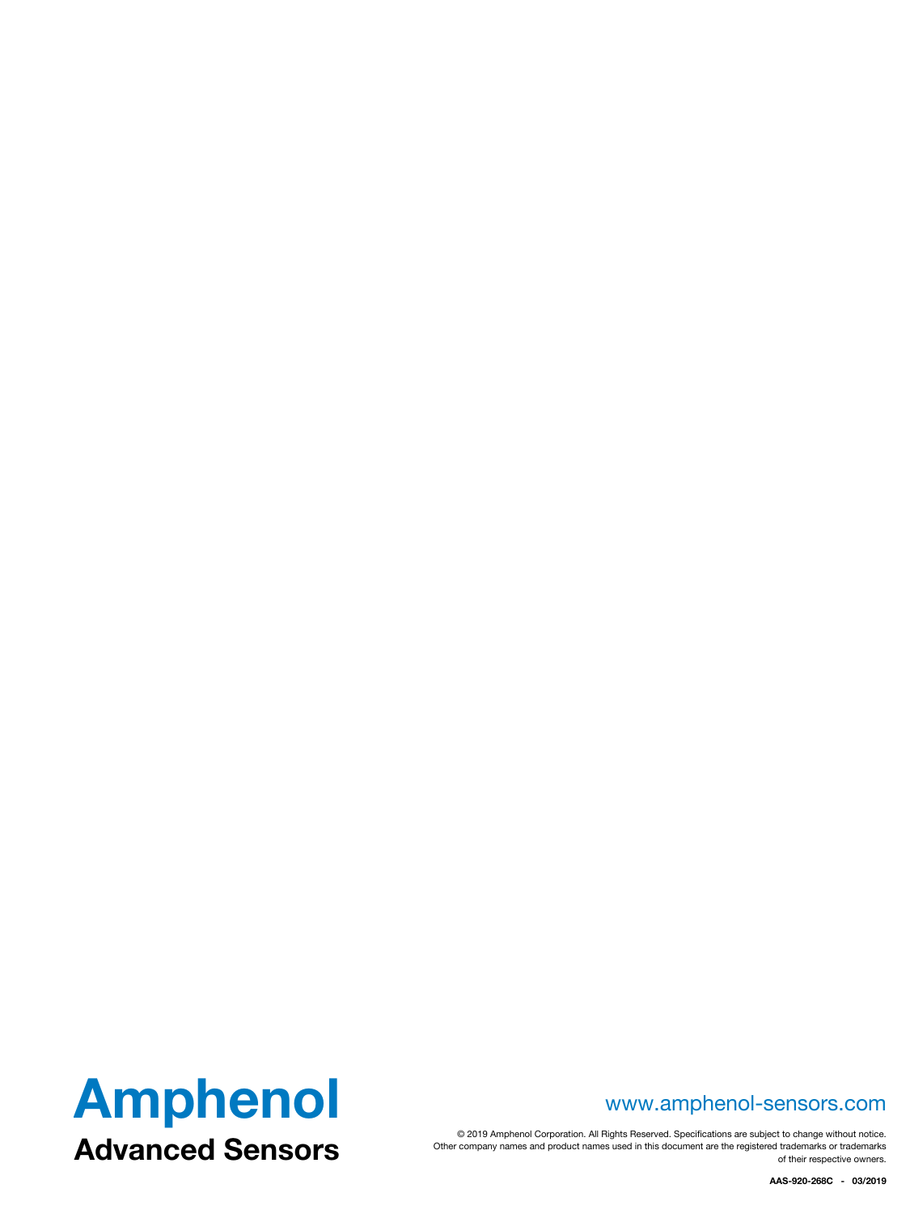**Amphenol**

**Advanced Sensors**

www.amphenol-sensors.com

© 2019 Amphenol Corporation. All Rights Reserved. Specifications are subject to change without notice.
Other company names and product names used in this document are the registered trademarks or trademarks of their respective owners.

**AAS-920-268C - 03/2019**